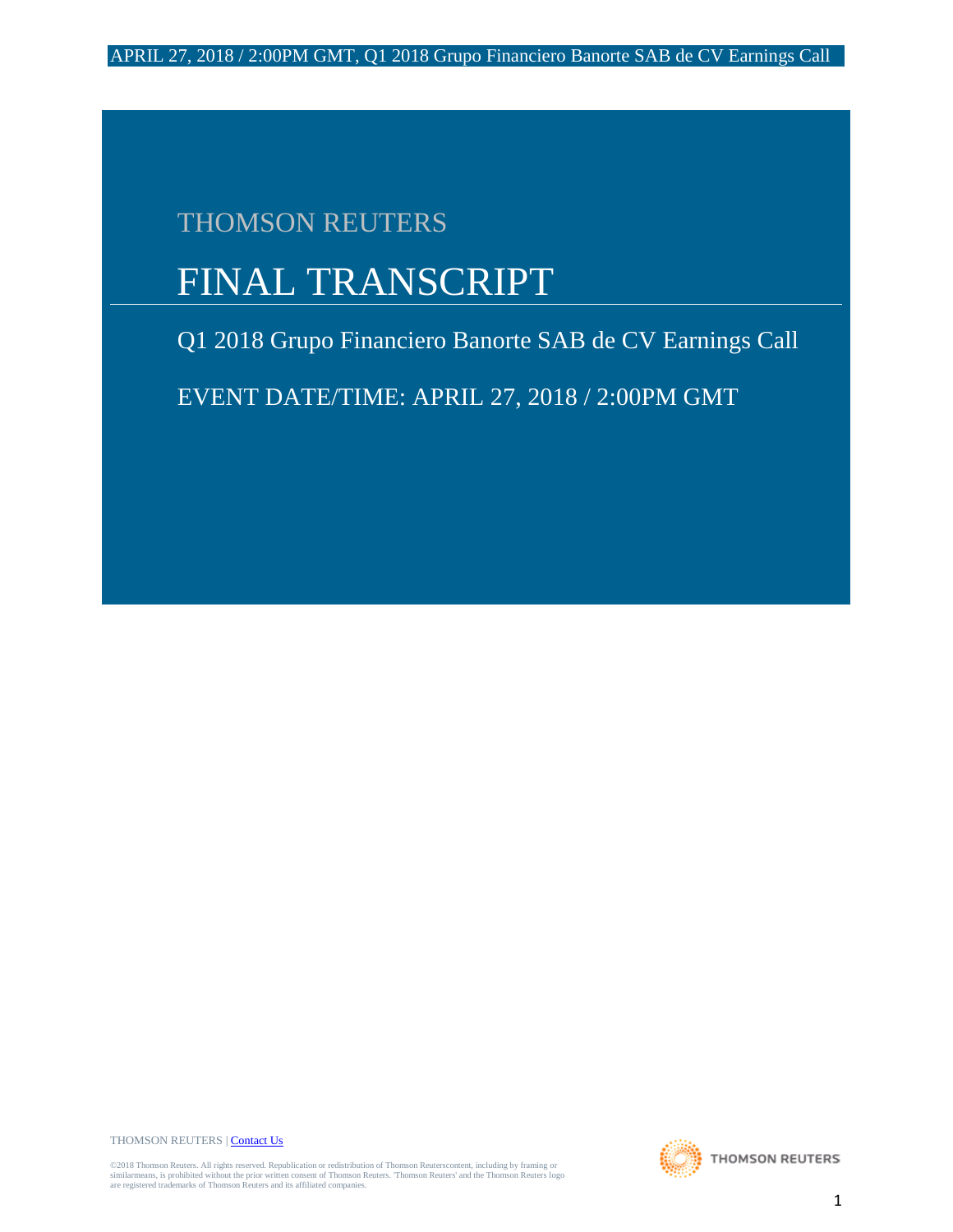THOMSON REUTERS

# FINAL TRANSCRIPT

Q1 2018 Grupo Financiero Banorte SAB de CV Earnings Call

EVENT DATE/TIME: APRIL 27, 2018 / 2:00PM GMT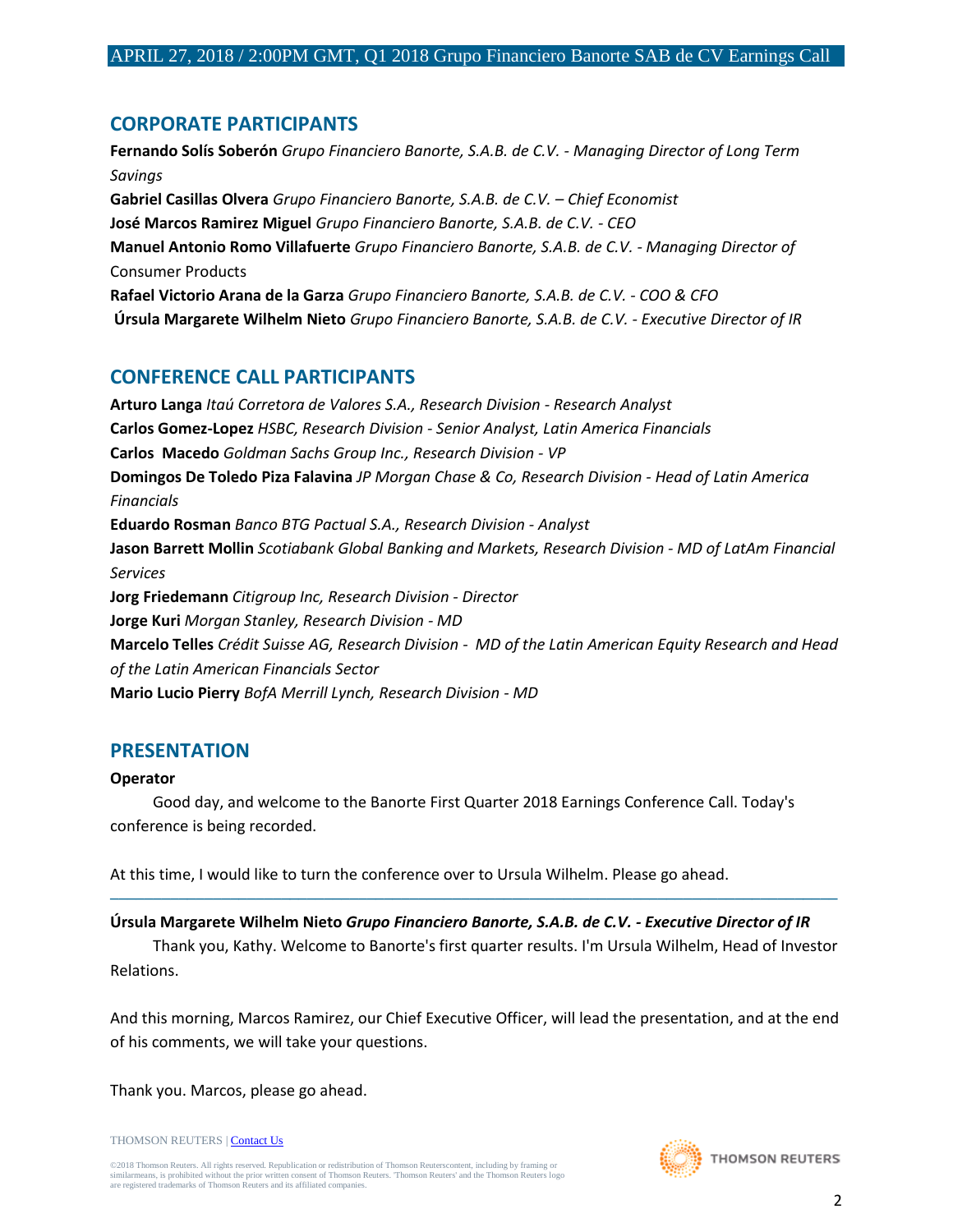## CORPORATE PARTICIPANTS

**Fernando Solís Soberón** *Grupo Financiero Banorte, S.A.B. de C.V. - Managing Director of Long Term Savings*

**Gabriel Casillas Olvera** *Grupo Financiero Banorte, S.A.B. de C.V. – Chief Economist*

**José Marcos Ramirez Miguel** *Grupo Financiero Banorte, S.A.B. de C.V. - CEO*

**Manuel Antonio Romo Villafuerte** *Grupo Financiero Banorte, S.A.B. de C.V. - Managing Director of* Consumer Products

**Rafael Victorio Arana de la Garza** *Grupo Financiero Banorte, S.A.B. de C.V. - COO & CFO*

**Úrsula Margarete Wilhelm Nieto** *Grupo Financiero Banorte, S.A.B. de C.V. - Executive Director of IR*

## CONFERENCE CALL PARTICIPANTS

**Arturo Langa** *Itaú Corretora de Valores S.A., Research Division - Research Analyst*

**Carlos Gomez-Lopez** *HSBC, Research Division - Senior Analyst, Latin America Financials*

**Carlos Macedo** *Goldman Sachs Group Inc., Research Division - VP*

**Domingos De Toledo Piza Falavina** *JP Morgan Chase & Co, Research Division - Head of Latin America Financials*

**Eduardo Rosman** *Banco BTG Pactual S.A., Research Division - Analyst*

**Jason Barrett Mollin** *Scotiabank Global Banking and Markets, Research Division - MD of LatAm Financial Services*

**Jorg Friedemann** *Citigroup Inc, Research Division - Director*

**Jorge Kuri** *Morgan Stanley, Research Division - MD*

**Marcelo Telles** *Crédit Suisse AG, Research Division - MD of the Latin American Equity Research and Head of the Latin American Financials Sector*

**Mario Lucio Pierry** *BofA Merrill Lynch, Research Division - MD*

## PRESENTATION

**Operator**

Good day, and welcome to the Banorte First Quarter 2018 Earnings Conference Call. Today's conference is being recorded.

At this time, I would like to turn the conference over to Ursula Wilhelm. Please go ahead.

---

**Úrsula Margarete Wilhelm Nieto** ***Grupo Financiero Banorte, S.A.B. de C.V. - Executive Director of IR***

Thank you, Kathy. Welcome to Banorte's first quarter results. I'm Ursula Wilhelm, Head of Investor Relations.

And this morning, Marcos Ramirez, our Chief Executive Officer, will lead the presentation, and at the end of his comments, we will take your questions.

Thank you. Marcos, please go ahead.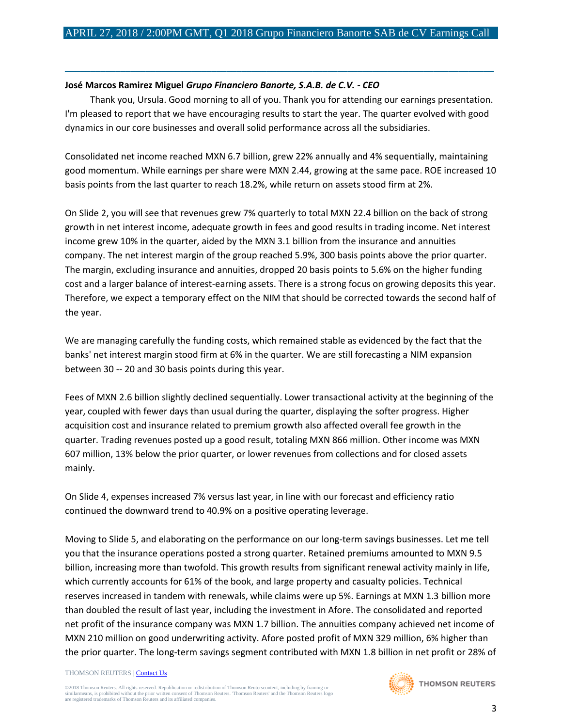**José Marcos Ramirez Miguel** *Grupo Financiero Banorte, S.A.B. de C.V. - CEO*

Thank you, Ursula. Good morning to all of you. Thank you for attending our earnings presentation. I'm pleased to report that we have encouraging results to start the year. The quarter evolved with good dynamics in our core businesses and overall solid performance across all the subsidiaries.

Consolidated net income reached MXN 6.7 billion, grew 22% annually and 4% sequentially, maintaining good momentum. While earnings per share were MXN 2.44, growing at the same pace. ROE increased 10 basis points from the last quarter to reach 18.2%, while return on assets stood firm at 2%.

On Slide 2, you will see that revenues grew 7% quarterly to total MXN 22.4 billion on the back of strong growth in net interest income, adequate growth in fees and good results in trading income. Net interest income grew 10% in the quarter, aided by the MXN 3.1 billion from the insurance and annuities company. The net interest margin of the group reached 5.9%, 300 basis points above the prior quarter. The margin, excluding insurance and annuities, dropped 20 basis points to 5.6% on the higher funding cost and a larger balance of interest-earning assets. There is a strong focus on growing deposits this year. Therefore, we expect a temporary effect on the NIM that should be corrected towards the second half of the year.

We are managing carefully the funding costs, which remained stable as evidenced by the fact that the banks' net interest margin stood firm at 6% in the quarter. We are still forecasting a NIM expansion between 30 -- 20 and 30 basis points during this year.

Fees of MXN 2.6 billion slightly declined sequentially. Lower transactional activity at the beginning of the year, coupled with fewer days than usual during the quarter, displaying the softer progress. Higher acquisition cost and insurance related to premium growth also affected overall fee growth in the quarter. Trading revenues posted up a good result, totaling MXN 866 million. Other income was MXN 607 million, 13% below the prior quarter, or lower revenues from collections and for closed assets mainly.

On Slide 4, expenses increased 7% versus last year, in line with our forecast and efficiency ratio continued the downward trend to 40.9% on a positive operating leverage.

Moving to Slide 5, and elaborating on the performance on our long-term savings businesses. Let me tell you that the insurance operations posted a strong quarter. Retained premiums amounted to MXN 9.5 billion, increasing more than twofold. This growth results from significant renewal activity mainly in life, which currently accounts for 61% of the book, and large property and casualty policies. Technical reserves increased in tandem with renewals, while claims were up 5%. Earnings at MXN 1.3 billion more than doubled the result of last year, including the investment in Afore. The consolidated and reported net profit of the insurance company was MXN 1.7 billion. The annuities company achieved net income of MXN 210 million on good underwriting activity. Afore posted profit of MXN 329 million, 6% higher than the prior quarter. The long-term savings segment contributed with MXN 1.8 billion in net profit or 28% of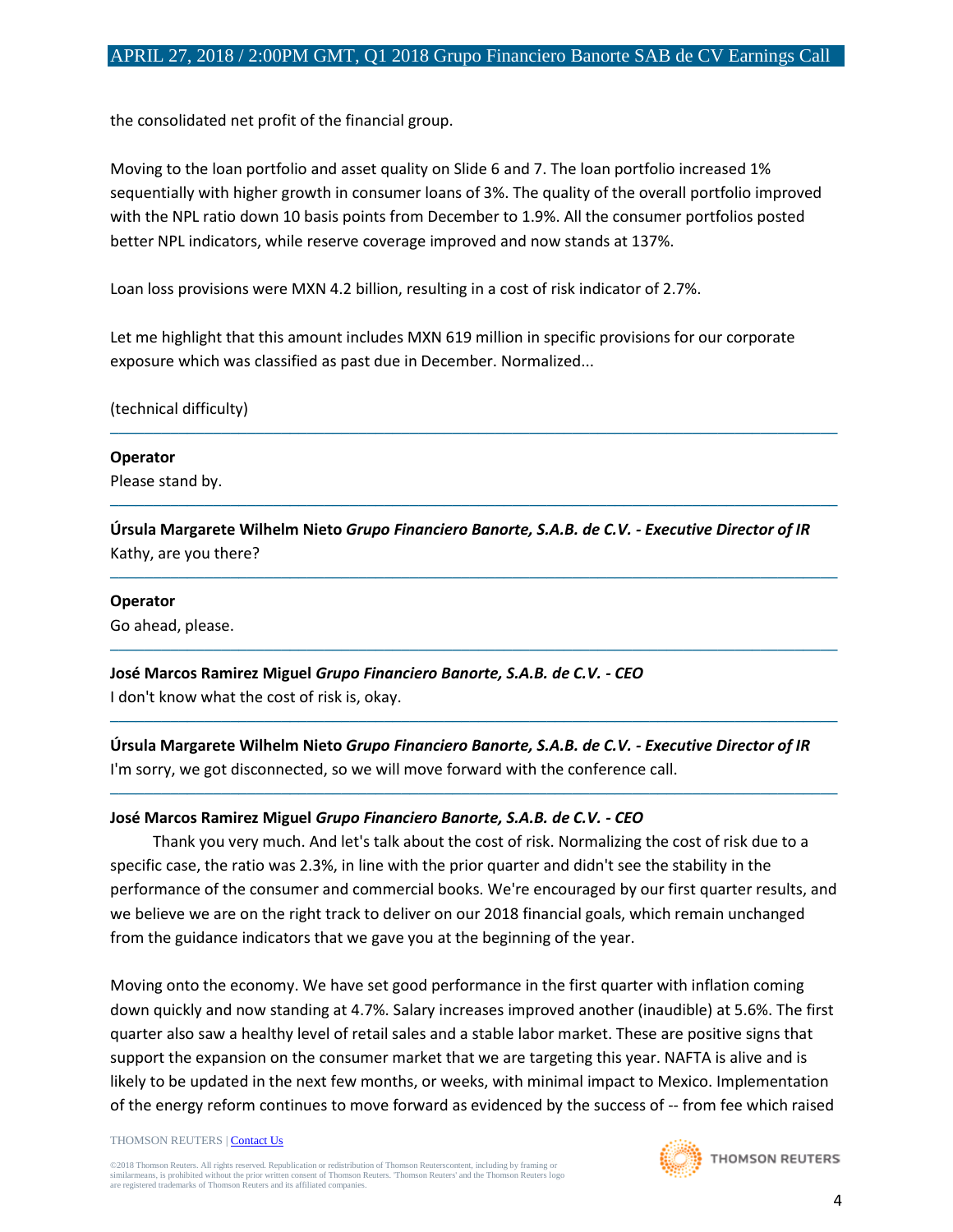the consolidated net profit of the financial group.

Moving to the loan portfolio and asset quality on Slide 6 and 7. The loan portfolio increased 1% sequentially with higher growth in consumer loans of 3%. The quality of the overall portfolio improved with the NPL ratio down 10 basis points from December to 1.9%. All the consumer portfolios posted better NPL indicators, while reserve coverage improved and now stands at 137%.

Loan loss provisions were MXN 4.2 billion, resulting in a cost of risk indicator of 2.7%.

Let me highlight that this amount includes MXN 619 million in specific provisions for our corporate exposure which was classified as past due in December. Normalized...

(technical difficulty)

---

**Operator**
Please stand by.

---

**Úrsula Margarete Wilhelm Nieto** ***Grupo Financiero Banorte, S.A.B. de C.V. - Executive Director of IR***
Kathy, are you there?

---

**Operator**
Go ahead, please.

---

**José Marcos Ramirez Miguel** ***Grupo Financiero Banorte, S.A.B. de C.V. - CEO***
I don't know what the cost of risk is, okay.

---

**Úrsula Margarete Wilhelm Nieto** ***Grupo Financiero Banorte, S.A.B. de C.V. - Executive Director of IR***
I'm sorry, we got disconnected, so we will move forward with the conference call.

---

**José Marcos Ramirez Miguel** ***Grupo Financiero Banorte, S.A.B. de C.V. - CEO***

Thank you very much. And let's talk about the cost of risk. Normalizing the cost of risk due to a specific case, the ratio was 2.3%, in line with the prior quarter and didn't see the stability in the performance of the consumer and commercial books. We're encouraged by our first quarter results, and we believe we are on the right track to deliver on our 2018 financial goals, which remain unchanged from the guidance indicators that we gave you at the beginning of the year.

Moving onto the economy. We have set good performance in the first quarter with inflation coming down quickly and now standing at 4.7%. Salary increases improved another (inaudible) at 5.6%. The first quarter also saw a healthy level of retail sales and a stable labor market. These are positive signs that support the expansion on the consumer market that we are targeting this year. NAFTA is alive and is likely to be updated in the next few months, or weeks, with minimal impact to Mexico. Implementation of the energy reform continues to move forward as evidenced by the success of -- from fee which raised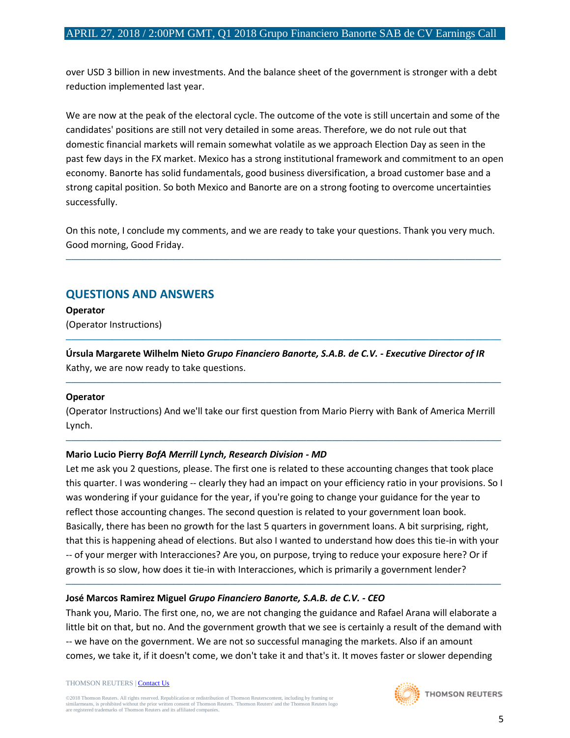over USD 3 billion in new investments. And the balance sheet of the government is stronger with a debt reduction implemented last year.

We are now at the peak of the electoral cycle. The outcome of the vote is still uncertain and some of the candidates' positions are still not very detailed in some areas. Therefore, we do not rule out that domestic financial markets will remain somewhat volatile as we approach Election Day as seen in the past few days in the FX market. Mexico has a strong institutional framework and commitment to an open economy. Banorte has solid fundamentals, good business diversification, a broad customer base and a strong capital position. So both Mexico and Banorte are on a strong footing to overcome uncertainties successfully.

On this note, I conclude my comments, and we are ready to take your questions. Thank you very much. Good morning, Good Friday.

---

## QUESTIONS AND ANSWERS

**Operator**

(Operator Instructions)

---

**Úrsula Margarete Wilhelm Nieto** ***Grupo Financiero Banorte, S.A.B. de C.V. - Executive Director of IR***

Kathy, we are now ready to take questions.

---

**Operator**

(Operator Instructions) And we'll take our first question from Mario Pierry with Bank of America Merrill Lynch.

---

**Mario Lucio Pierry** ***BofA Merrill Lynch, Research Division - MD***

Let me ask you 2 questions, please. The first one is related to these accounting changes that took place this quarter. I was wondering -- clearly they had an impact on your efficiency ratio in your provisions. So I was wondering if your guidance for the year, if you're going to change your guidance for the year to reflect those accounting changes. The second question is related to your government loan book. Basically, there has been no growth for the last 5 quarters in government loans. A bit surprising, right, that this is happening ahead of elections. But also I wanted to understand how does this tie-in with your -- of your merger with Interacciones? Are you, on purpose, trying to reduce your exposure here? Or if growth is so slow, how does it tie-in with Interacciones, which is primarily a government lender?

---

**José Marcos Ramirez Miguel** ***Grupo Financiero Banorte, S.A.B. de C.V. - CEO***

Thank you, Mario. The first one, no, we are not changing the guidance and Rafael Arana will elaborate a little bit on that, but no. And the government growth that we see is certainly a result of the demand with -- we have on the government. We are not so successful managing the markets. Also if an amount comes, we take it, if it doesn't come, we don't take it and that's it. It moves faster or slower depending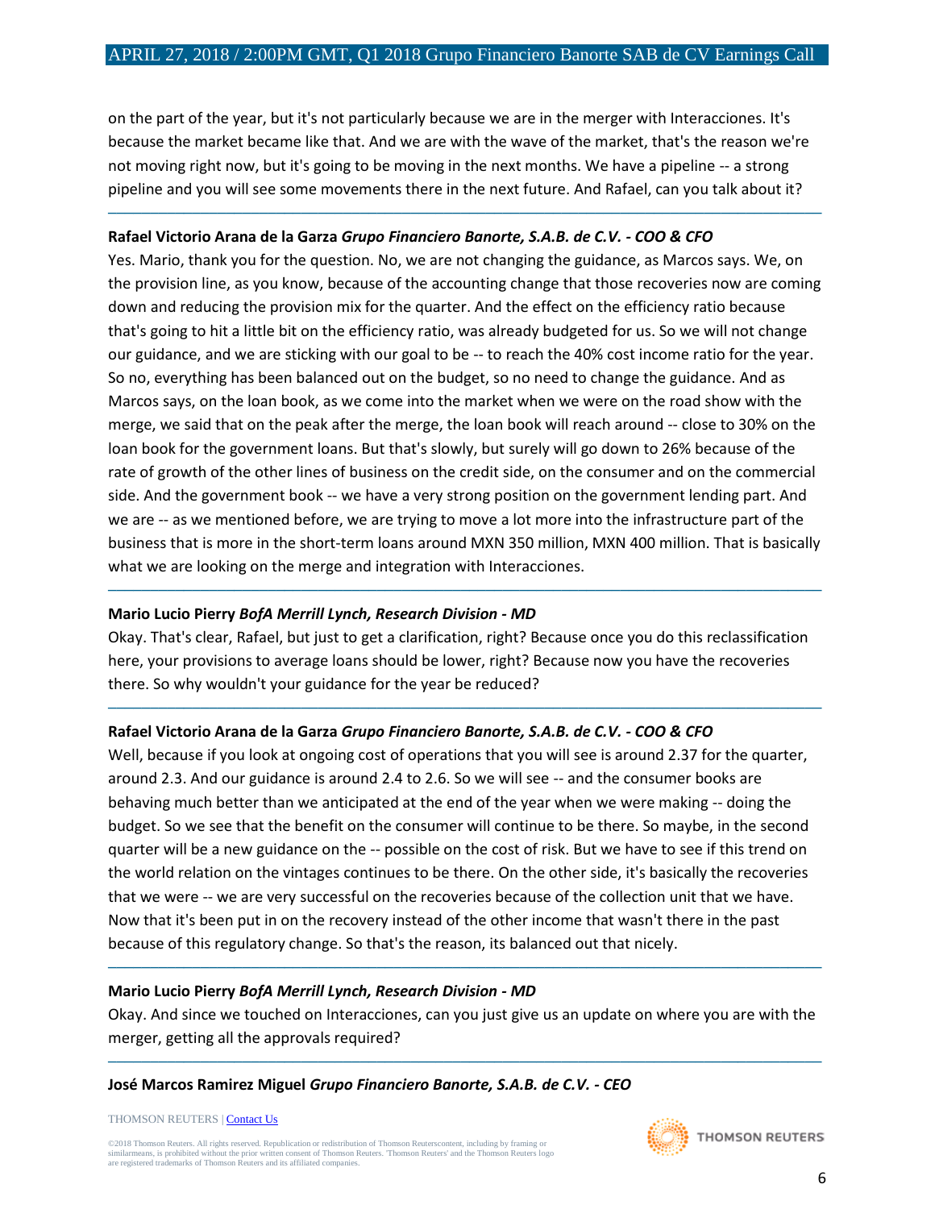on the part of the year, but it's not particularly because we are in the merger with Interacciones. It's because the market became like that. And we are with the wave of the market, that's the reason we're not moving right now, but it's going to be moving in the next months. We have a pipeline -- a strong pipeline and you will see some movements there in the next future. And Rafael, can you talk about it?

---

**Rafael Victorio Arana de la Garza** ***Grupo Financiero Banorte, S.A.B. de C.V. - COO & CFO***

Yes. Mario, thank you for the question. No, we are not changing the guidance, as Marcos says. We, on the provision line, as you know, because of the accounting change that those recoveries now are coming down and reducing the provision mix for the quarter. And the effect on the efficiency ratio because that's going to hit a little bit on the efficiency ratio, was already budgeted for us. So we will not change our guidance, and we are sticking with our goal to be -- to reach the 40% cost income ratio for the year. So no, everything has been balanced out on the budget, so no need to change the guidance. And as Marcos says, on the loan book, as we come into the market when we were on the road show with the merge, we said that on the peak after the merge, the loan book will reach around -- close to 30% on the loan book for the government loans. But that's slowly, but surely will go down to 26% because of the rate of growth of the other lines of business on the credit side, on the consumer and on the commercial side. And the government book -- we have a very strong position on the government lending part. And we are -- as we mentioned before, we are trying to move a lot more into the infrastructure part of the business that is more in the short-term loans around MXN 350 million, MXN 400 million. That is basically what we are looking on the merge and integration with Interacciones.

---

**Mario Lucio Pierry** ***BofA Merrill Lynch, Research Division - MD***

Okay. That's clear, Rafael, but just to get a clarification, right? Because once you do this reclassification here, your provisions to average loans should be lower, right? Because now you have the recoveries there. So why wouldn't your guidance for the year be reduced?

---

**Rafael Victorio Arana de la Garza** ***Grupo Financiero Banorte, S.A.B. de C.V. - COO & CFO***

Well, because if you look at ongoing cost of operations that you will see is around 2.37 for the quarter, around 2.3. And our guidance is around 2.4 to 2.6. So we will see -- and the consumer books are behaving much better than we anticipated at the end of the year when we were making -- doing the budget. So we see that the benefit on the consumer will continue to be there. So maybe, in the second quarter will be a new guidance on the -- possible on the cost of risk. But we have to see if this trend on the world relation on the vintages continues to be there. On the other side, it's basically the recoveries that we were -- we are very successful on the recoveries because of the collection unit that we have. Now that it's been put in on the recovery instead of the other income that wasn't there in the past because of this regulatory change. So that's the reason, its balanced out that nicely.

---

**Mario Lucio Pierry** ***BofA Merrill Lynch, Research Division - MD***

Okay. And since we touched on Interacciones, can you just give us an update on where you are with the merger, getting all the approvals required?

---

**José Marcos Ramirez Miguel** ***Grupo Financiero Banorte, S.A.B. de C.V. - CEO***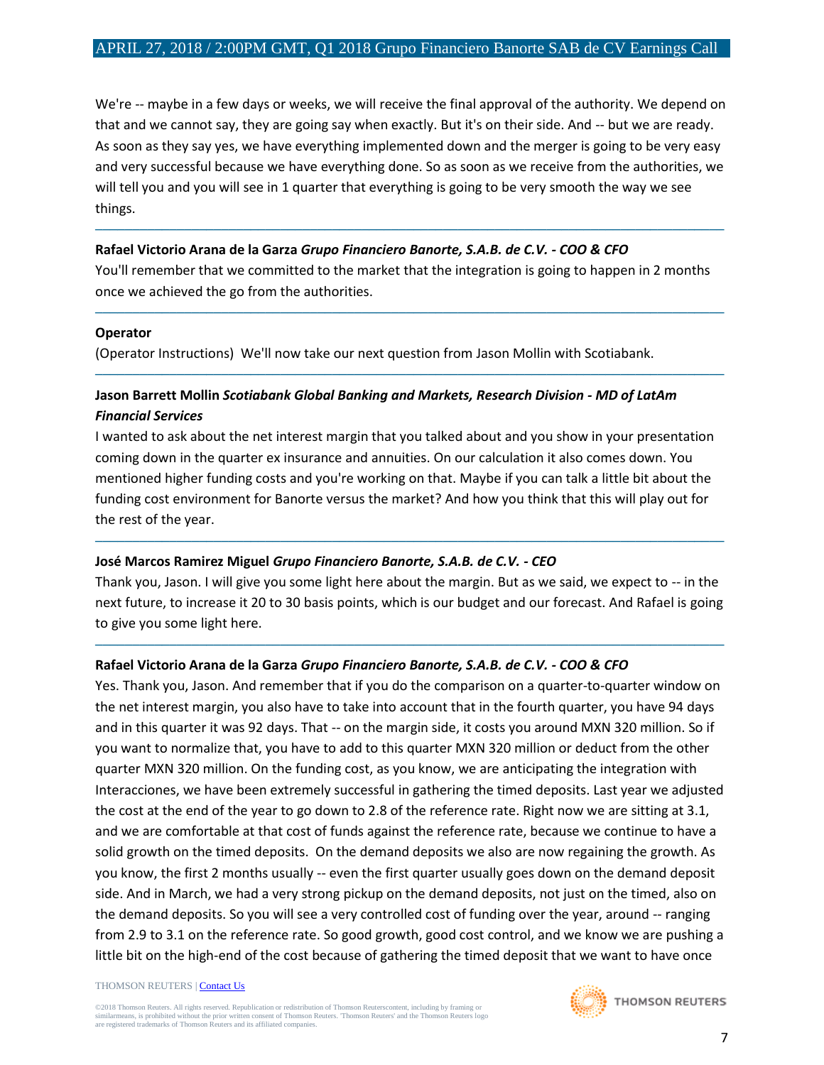We're -- maybe in a few days or weeks, we will receive the final approval of the authority. We depend on that and we cannot say, they are going say when exactly. But it's on their side. And -- but we are ready. As soon as they say yes, we have everything implemented down and the merger is going to be very easy and very successful because we have everything done. So as soon as we receive from the authorities, we will tell you and you will see in 1 quarter that everything is going to be very smooth the way we see things.

---

**Rafael Victorio Arana de la Garza** ***Grupo Financiero Banorte, S.A.B. de C.V. - COO & CFO***

You'll remember that we committed to the market that the integration is going to happen in 2 months once we achieved the go from the authorities.

---

**Operator**

(Operator Instructions) We'll now take our next question from Jason Mollin with Scotiabank.

---

**Jason Barrett Mollin** ***Scotiabank Global Banking and Markets, Research Division - MD of LatAm Financial Services***

I wanted to ask about the net interest margin that you talked about and you show in your presentation coming down in the quarter ex insurance and annuities. On our calculation it also comes down. You mentioned higher funding costs and you're working on that. Maybe if you can talk a little bit about the funding cost environment for Banorte versus the market? And how you think that this will play out for the rest of the year.

---

**José Marcos Ramirez Miguel** ***Grupo Financiero Banorte, S.A.B. de C.V. - CEO***

Thank you, Jason. I will give you some light here about the margin. But as we said, we expect to -- in the next future, to increase it 20 to 30 basis points, which is our budget and our forecast. And Rafael is going to give you some light here.

---

**Rafael Victorio Arana de la Garza** ***Grupo Financiero Banorte, S.A.B. de C.V. - COO & CFO***

Yes. Thank you, Jason. And remember that if you do the comparison on a quarter-to-quarter window on the net interest margin, you also have to take into account that in the fourth quarter, you have 94 days and in this quarter it was 92 days. That -- on the margin side, it costs you around MXN 320 million. So if you want to normalize that, you have to add to this quarter MXN 320 million or deduct from the other quarter MXN 320 million. On the funding cost, as you know, we are anticipating the integration with Interacciones, we have been extremely successful in gathering the timed deposits. Last year we adjusted the cost at the end of the year to go down to 2.8 of the reference rate. Right now we are sitting at 3.1, and we are comfortable at that cost of funds against the reference rate, because we continue to have a solid growth on the timed deposits. On the demand deposits we also are now regaining the growth. As you know, the first 2 months usually -- even the first quarter usually goes down on the demand deposit side. And in March, we had a very strong pickup on the demand deposits, not just on the timed, also on the demand deposits. So you will see a very controlled cost of funding over the year, around -- ranging from 2.9 to 3.1 on the reference rate. So good growth, good cost control, and we know we are pushing a little bit on the high-end of the cost because of gathering the timed deposit that we want to have once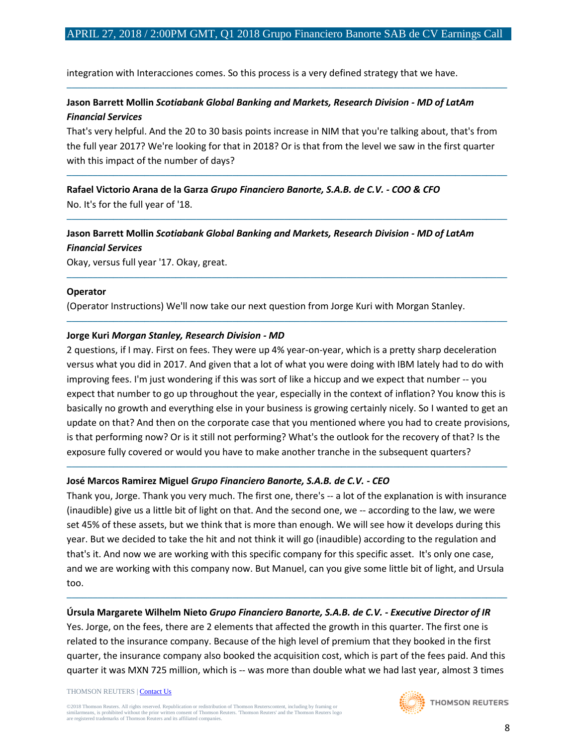integration with Interacciones comes. So this process is a very defined strategy that we have.

---

**Jason Barrett Mollin** ***Scotiabank Global Banking and Markets, Research Division - MD of LatAm Financial Services***

That's very helpful. And the 20 to 30 basis points increase in NIM that you're talking about, that's from the full year 2017? We're looking for that in 2018? Or is that from the level we saw in the first quarter with this impact of the number of days?

---

**Rafael Victorio Arana de la Garza** ***Grupo Financiero Banorte, S.A.B. de C.V. - COO & CFO***

No. It's for the full year of '18.

---

**Jason Barrett Mollin** ***Scotiabank Global Banking and Markets, Research Division - MD of LatAm Financial Services***

Okay, versus full year '17. Okay, great.

---

**Operator**

(Operator Instructions) We'll now take our next question from Jorge Kuri with Morgan Stanley.

---

**Jorge Kuri** ***Morgan Stanley, Research Division - MD***

2 questions, if I may. First on fees. They were up 4% year-on-year, which is a pretty sharp deceleration versus what you did in 2017. And given that a lot of what you were doing with IBM lately had to do with improving fees. I'm just wondering if this was sort of like a hiccup and we expect that number -- you expect that number to go up throughout the year, especially in the context of inflation? You know this is basically no growth and everything else in your business is growing certainly nicely. So I wanted to get an update on that? And then on the corporate case that you mentioned where you had to create provisions, is that performing now? Or is it still not performing? What's the outlook for the recovery of that? Is the exposure fully covered or would you have to make another tranche in the subsequent quarters?

---

**José Marcos Ramirez Miguel** ***Grupo Financiero Banorte, S.A.B. de C.V. - CEO***

Thank you, Jorge. Thank you very much. The first one, there's -- a lot of the explanation is with insurance (inaudible) give us a little bit of light on that. And the second one, we -- according to the law, we were set 45% of these assets, but we think that is more than enough. We will see how it develops during this year. But we decided to take the hit and not think it will go (inaudible) according to the regulation and that's it. And now we are working with this specific company for this specific asset. It's only one case, and we are working with this company now. But Manuel, can you give some little bit of light, and Ursula too.

---

**Úrsula Margarete Wilhelm Nieto** ***Grupo Financiero Banorte, S.A.B. de C.V. - Executive Director of IR***

Yes. Jorge, on the fees, there are 2 elements that affected the growth in this quarter. The first one is related to the insurance company. Because of the high level of premium that they booked in the first quarter, the insurance company also booked the acquisition cost, which is part of the fees paid. And this quarter it was MXN 725 million, which is -- was more than double what we had last year, almost 3 times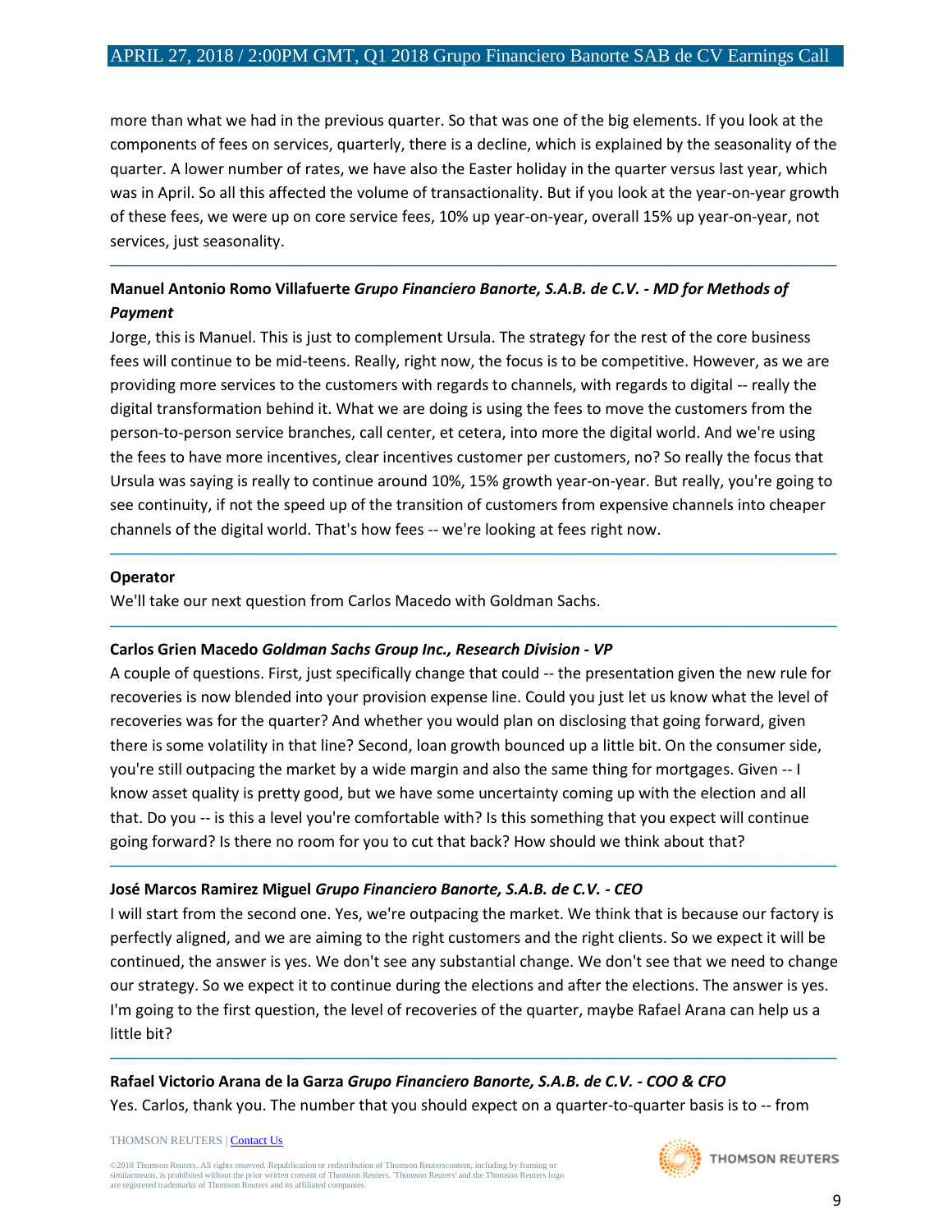more than what we had in the previous quarter. So that was one of the big elements. If you look at the components of fees on services, quarterly, there is a decline, which is explained by the seasonality of the quarter. A lower number of rates, we have also the Easter holiday in the quarter versus last year, which was in April. So all this affected the volume of transactionality. But if you look at the year-on-year growth of these fees, we were up on core service fees, 10% up year-on-year, overall 15% up year-on-year, not services, just seasonality.

---

**Manuel Antonio Romo Villafuerte** ***Grupo Financiero Banorte, S.A.B. de C.V. - MD for Methods of Payment***

Jorge, this is Manuel. This is just to complement Ursula. The strategy for the rest of the core business fees will continue to be mid-teens. Really, right now, the focus is to be competitive. However, as we are providing more services to the customers with regards to channels, with regards to digital -- really the digital transformation behind it. What we are doing is using the fees to move the customers from the person-to-person service branches, call center, et cetera, into more the digital world. And we're using the fees to have more incentives, clear incentives customer per customers, no? So really the focus that Ursula was saying is really to continue around 10%, 15% growth year-on-year. But really, you're going to see continuity, if not the speed up of the transition of customers from expensive channels into cheaper channels of the digital world. That's how fees -- we're looking at fees right now.

---

**Operator**

We'll take our next question from Carlos Macedo with Goldman Sachs.

---

**Carlos Grien Macedo** ***Goldman Sachs Group Inc., Research Division - VP***

A couple of questions. First, just specifically change that could -- the presentation given the new rule for recoveries is now blended into your provision expense line. Could you just let us know what the level of recoveries was for the quarter? And whether you would plan on disclosing that going forward, given there is some volatility in that line? Second, loan growth bounced up a little bit. On the consumer side, you're still outpacing the market by a wide margin and also the same thing for mortgages. Given -- I know asset quality is pretty good, but we have some uncertainty coming up with the election and all that. Do you -- is this a level you're comfortable with? Is this something that you expect will continue going forward? Is there no room for you to cut that back? How should we think about that?

---

**José Marcos Ramirez Miguel** ***Grupo Financiero Banorte, S.A.B. de C.V. - CEO***

I will start from the second one. Yes, we're outpacing the market. We think that is because our factory is perfectly aligned, and we are aiming to the right customers and the right clients. So we expect it will be continued, the answer is yes. We don't see any substantial change. We don't see that we need to change our strategy. So we expect it to continue during the elections and after the elections. The answer is yes. I'm going to the first question, the level of recoveries of the quarter, maybe Rafael Arana can help us a little bit?

---

**Rafael Victorio Arana de la Garza** ***Grupo Financiero Banorte, S.A.B. de C.V. - COO & CFO***

Yes. Carlos, thank you. The number that you should expect on a quarter-to-quarter basis is to -- from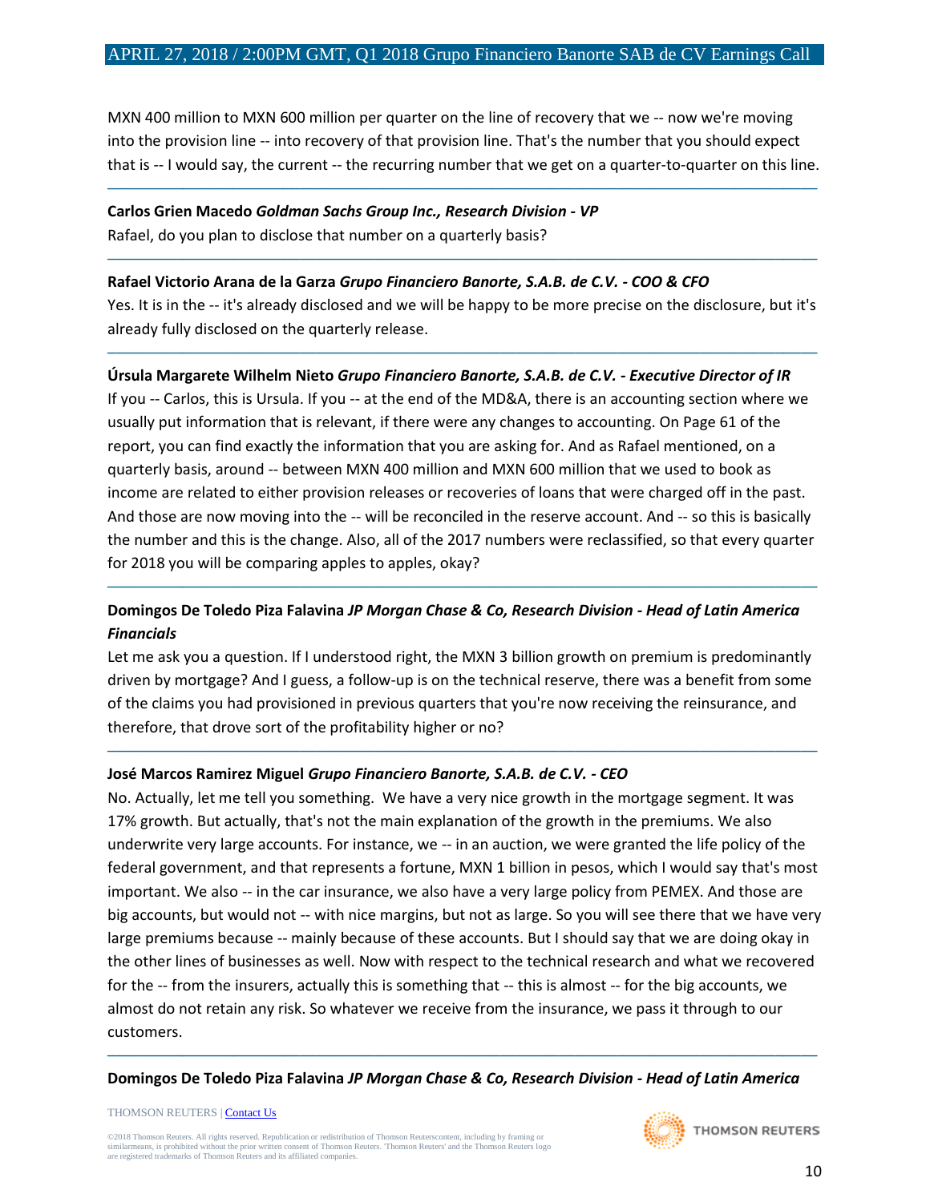MXN 400 million to MXN 600 million per quarter on the line of recovery that we -- now we're moving into the provision line -- into recovery of that provision line. That's the number that you should expect that is -- I would say, the current -- the recurring number that we get on a quarter-to-quarter on this line.

---

**Carlos Grien Macedo** ***Goldman Sachs Group Inc., Research Division - VP***
Rafael, do you plan to disclose that number on a quarterly basis?

---

**Rafael Victorio Arana de la Garza** ***Grupo Financiero Banorte, S.A.B. de C.V. - COO & CFO***
Yes. It is in the -- it's already disclosed and we will be happy to be more precise on the disclosure, but it's already fully disclosed on the quarterly release.

---

**Úrsula Margarete Wilhelm Nieto** ***Grupo Financiero Banorte, S.A.B. de C.V. - Executive Director of IR***
If you -- Carlos, this is Ursula. If you -- at the end of the MD&A, there is an accounting section where we usually put information that is relevant, if there were any changes to accounting. On Page 61 of the report, you can find exactly the information that you are asking for. And as Rafael mentioned, on a quarterly basis, around -- between MXN 400 million and MXN 600 million that we used to book as income are related to either provision releases or recoveries of loans that were charged off in the past. And those are now moving into the -- will be reconciled in the reserve account. And -- so this is basically the number and this is the change. Also, all of the 2017 numbers were reclassified, so that every quarter for 2018 you will be comparing apples to apples, okay?

---

**Domingos De Toledo Piza Falavina** ***JP Morgan Chase & Co, Research Division - Head of Latin America Financials***
Let me ask you a question. If I understood right, the MXN 3 billion growth on premium is predominantly driven by mortgage? And I guess, a follow-up is on the technical reserve, there was a benefit from some of the claims you had provisioned in previous quarters that you're now receiving the reinsurance, and therefore, that drove sort of the profitability higher or no?

---

**José Marcos Ramirez Miguel** ***Grupo Financiero Banorte, S.A.B. de C.V. - CEO***
No. Actually, let me tell you something. We have a very nice growth in the mortgage segment. It was 17% growth. But actually, that's not the main explanation of the growth in the premiums. We also underwrite very large accounts. For instance, we -- in an auction, we were granted the life policy of the federal government, and that represents a fortune, MXN 1 billion in pesos, which I would say that's most important. We also -- in the car insurance, we also have a very large policy from PEMEX. And those are big accounts, but would not -- with nice margins, but not as large. So you will see there that we have very large premiums because -- mainly because of these accounts. But I should say that we are doing okay in the other lines of businesses as well. Now with respect to the technical research and what we recovered for the -- from the insurers, actually this is something that -- this is almost -- for the big accounts, we almost do not retain any risk. So whatever we receive from the insurance, we pass it through to our customers.

---

**Domingos De Toledo Piza Falavina** ***JP Morgan Chase & Co, Research Division - Head of Latin America***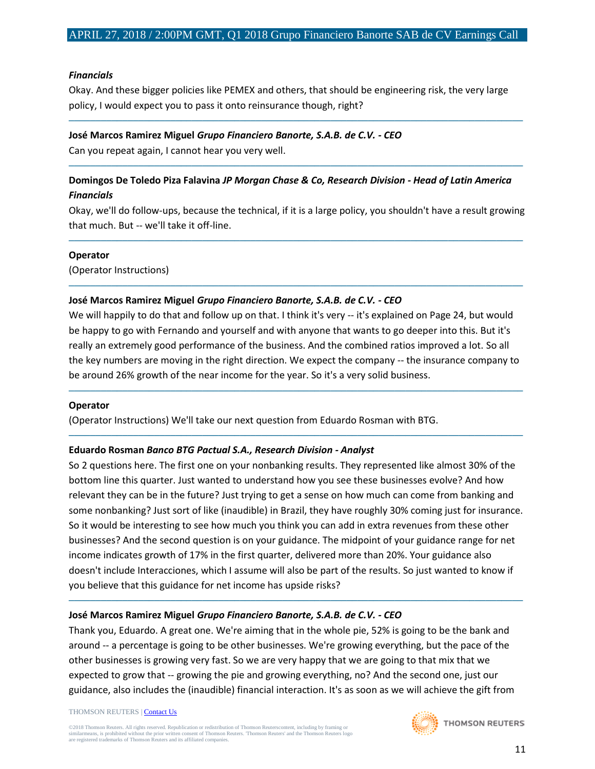***Financials***

Okay. And these bigger policies like PEMEX and others, that should be engineering risk, the very large policy, I would expect you to pass it onto reinsurance though, right?

---

**José Marcos Ramirez Miguel** ***Grupo Financiero Banorte, S.A.B. de C.V. - CEO***

Can you repeat again, I cannot hear you very well.

---

**Domingos De Toledo Piza Falavina** ***JP Morgan Chase & Co, Research Division - Head of Latin America Financials***

Okay, we'll do follow-ups, because the technical, if it is a large policy, you shouldn't have a result growing that much. But -- we'll take it off-line.

---

**Operator**

(Operator Instructions)

---

**José Marcos Ramirez Miguel** ***Grupo Financiero Banorte, S.A.B. de C.V. - CEO***

We will happily to do that and follow up on that. I think it's very -- it's explained on Page 24, but would be happy to go with Fernando and yourself and with anyone that wants to go deeper into this. But it's really an extremely good performance of the business. And the combined ratios improved a lot. So all the key numbers are moving in the right direction. We expect the company -- the insurance company to be around 26% growth of the near income for the year. So it's a very solid business.

---

**Operator**

(Operator Instructions) We'll take our next question from Eduardo Rosman with BTG.

---

**Eduardo Rosman** ***Banco BTG Pactual S.A., Research Division - Analyst***

So 2 questions here. The first one on your nonbanking results. They represented like almost 30% of the bottom line this quarter. Just wanted to understand how you see these businesses evolve? And how relevant they can be in the future? Just trying to get a sense on how much can come from banking and some nonbanking? Just sort of like (inaudible) in Brazil, they have roughly 30% coming just for insurance. So it would be interesting to see how much you think you can add in extra revenues from these other businesses? And the second question is on your guidance. The midpoint of your guidance range for net income indicates growth of 17% in the first quarter, delivered more than 20%. Your guidance also doesn't include Interacciones, which I assume will also be part of the results. So just wanted to know if you believe that this guidance for net income has upside risks?

---

**José Marcos Ramirez Miguel** ***Grupo Financiero Banorte, S.A.B. de C.V. - CEO***

Thank you, Eduardo. A great one. We're aiming that in the whole pie, 52% is going to be the bank and around -- a percentage is going to be other businesses. We're growing everything, but the pace of the other businesses is growing very fast. So we are very happy that we are going to that mix that we expected to grow that -- growing the pie and growing everything, no? And the second one, just our guidance, also includes the (inaudible) financial interaction. It's as soon as we will achieve the gift from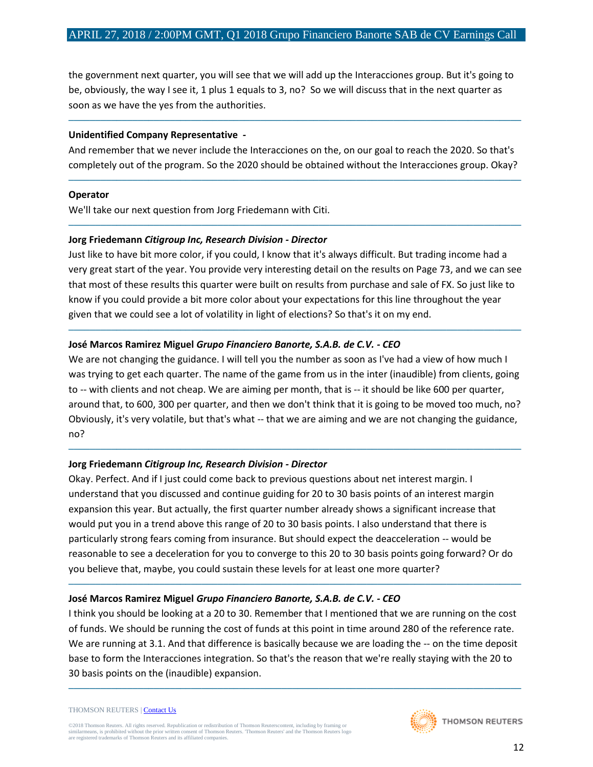the government next quarter, you will see that we will add up the Interacciones group. But it's going to be, obviously, the way I see it, 1 plus 1 equals to 3, no? So we will discuss that in the next quarter as soon as we have the yes from the authorities.

---

**Unidentified Company Representative -**

And remember that we never include the Interacciones on the, on our goal to reach the 2020. So that's completely out of the program. So the 2020 should be obtained without the Interacciones group. Okay?

---

**Operator**

We'll take our next question from Jorg Friedemann with Citi.

---

**Jorg Friedemann** ***Citigroup Inc, Research Division - Director***

Just like to have bit more color, if you could, I know that it's always difficult. But trading income had a very great start of the year. You provide very interesting detail on the results on Page 73, and we can see that most of these results this quarter were built on results from purchase and sale of FX. So just like to know if you could provide a bit more color about your expectations for this line throughout the year given that we could see a lot of volatility in light of elections? So that's it on my end.

---

**José Marcos Ramirez Miguel** ***Grupo Financiero Banorte, S.A.B. de C.V. - CEO***

We are not changing the guidance. I will tell you the number as soon as I've had a view of how much I was trying to get each quarter. The name of the game from us in the inter (inaudible) from clients, going to -- with clients and not cheap. We are aiming per month, that is -- it should be like 600 per quarter, around that, to 600, 300 per quarter, and then we don't think that it is going to be moved too much, no? Obviously, it's very volatile, but that's what -- that we are aiming and we are not changing the guidance, no?

---

**Jorg Friedemann** ***Citigroup Inc, Research Division - Director***

Okay. Perfect. And if I just could come back to previous questions about net interest margin. I understand that you discussed and continue guiding for 20 to 30 basis points of an interest margin expansion this year. But actually, the first quarter number already shows a significant increase that would put you in a trend above this range of 20 to 30 basis points. I also understand that there is particularly strong fears coming from insurance. But should expect the deacceleration -- would be reasonable to see a deceleration for you to converge to this 20 to 30 basis points going forward? Or do you believe that, maybe, you could sustain these levels for at least one more quarter?

---

**José Marcos Ramirez Miguel** ***Grupo Financiero Banorte, S.A.B. de C.V. - CEO***

I think you should be looking at a 20 to 30. Remember that I mentioned that we are running on the cost of funds. We should be running the cost of funds at this point in time around 280 of the reference rate. We are running at 3.1. And that difference is basically because we are loading the -- on the time deposit base to form the Interacciones integration. So that's the reason that we're really staying with the 20 to 30 basis points on the (inaudible) expansion.

---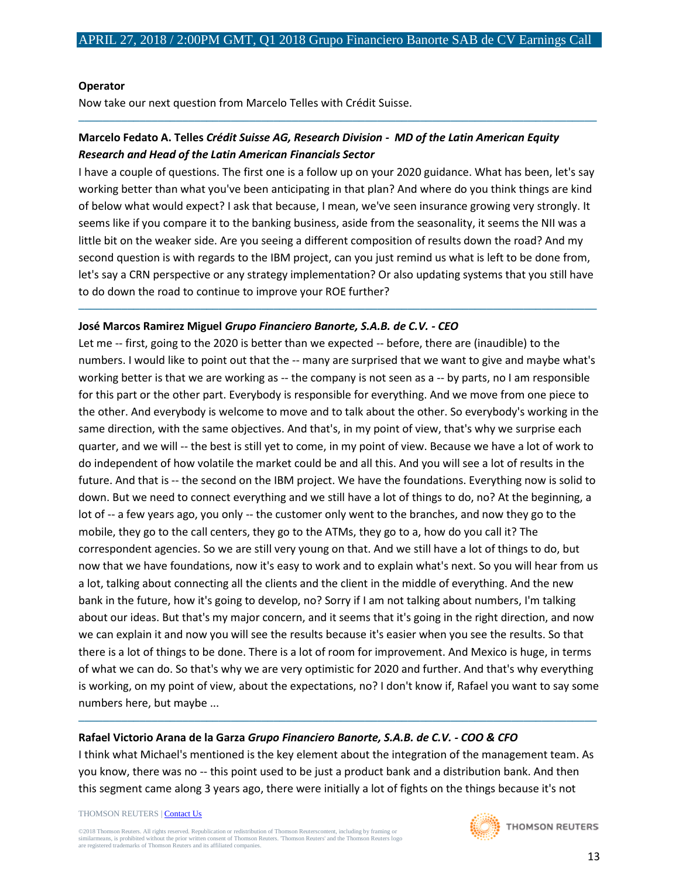**Operator**

Now take our next question from Marcelo Telles with Crédit Suisse.

---

**Marcelo Fedato A. Telles** ***Crédit Suisse AG, Research Division - MD of the Latin American Equity Research and Head of the Latin American Financials Sector***

I have a couple of questions. The first one is a follow up on your 2020 guidance. What has been, let's say working better than what you've been anticipating in that plan? And where do you think things are kind of below what would expect? I ask that because, I mean, we've seen insurance growing very strongly. It seems like if you compare it to the banking business, aside from the seasonality, it seems the NII was a little bit on the weaker side. Are you seeing a different composition of results down the road? And my second question is with regards to the IBM project, can you just remind us what is left to be done from, let's say a CRN perspective or any strategy implementation? Or also updating systems that you still have to do down the road to continue to improve your ROE further?

---

**José Marcos Ramirez Miguel** ***Grupo Financiero Banorte, S.A.B. de C.V. - CEO***

Let me -- first, going to the 2020 is better than we expected -- before, there are (inaudible) to the numbers. I would like to point out that the -- many are surprised that we want to give and maybe what's working better is that we are working as -- the company is not seen as a -- by parts, no I am responsible for this part or the other part. Everybody is responsible for everything. And we move from one piece to the other. And everybody is welcome to move and to talk about the other. So everybody's working in the same direction, with the same objectives. And that's, in my point of view, that's why we surprise each quarter, and we will -- the best is still yet to come, in my point of view. Because we have a lot of work to do independent of how volatile the market could be and all this. And you will see a lot of results in the future. And that is -- the second on the IBM project. We have the foundations. Everything now is solid to down. But we need to connect everything and we still have a lot of things to do, no? At the beginning, a lot of -- a few years ago, you only -- the customer only went to the branches, and now they go to the mobile, they go to the call centers, they go to the ATMs, they go to a, how do you call it? The correspondent agencies. So we are still very young on that. And we still have a lot of things to do, but now that we have foundations, now it's easy to work and to explain what's next. So you will hear from us a lot, talking about connecting all the clients and the client in the middle of everything. And the new bank in the future, how it's going to develop, no? Sorry if I am not talking about numbers, I'm talking about our ideas. But that's my major concern, and it seems that it's going in the right direction, and now we can explain it and now you will see the results because it's easier when you see the results. So that there is a lot of things to be done. There is a lot of room for improvement. And Mexico is huge, in terms of what we can do. So that's why we are very optimistic for 2020 and further. And that's why everything is working, on my point of view, about the expectations, no? I don't know if, Rafael you want to say some numbers here, but maybe ...

---

**Rafael Victorio Arana de la Garza** ***Grupo Financiero Banorte, S.A.B. de C.V. - COO & CFO***

I think what Michael's mentioned is the key element about the integration of the management team. As you know, there was no -- this point used to be just a product bank and a distribution bank. And then this segment came along 3 years ago, there were initially a lot of fights on the things because it's not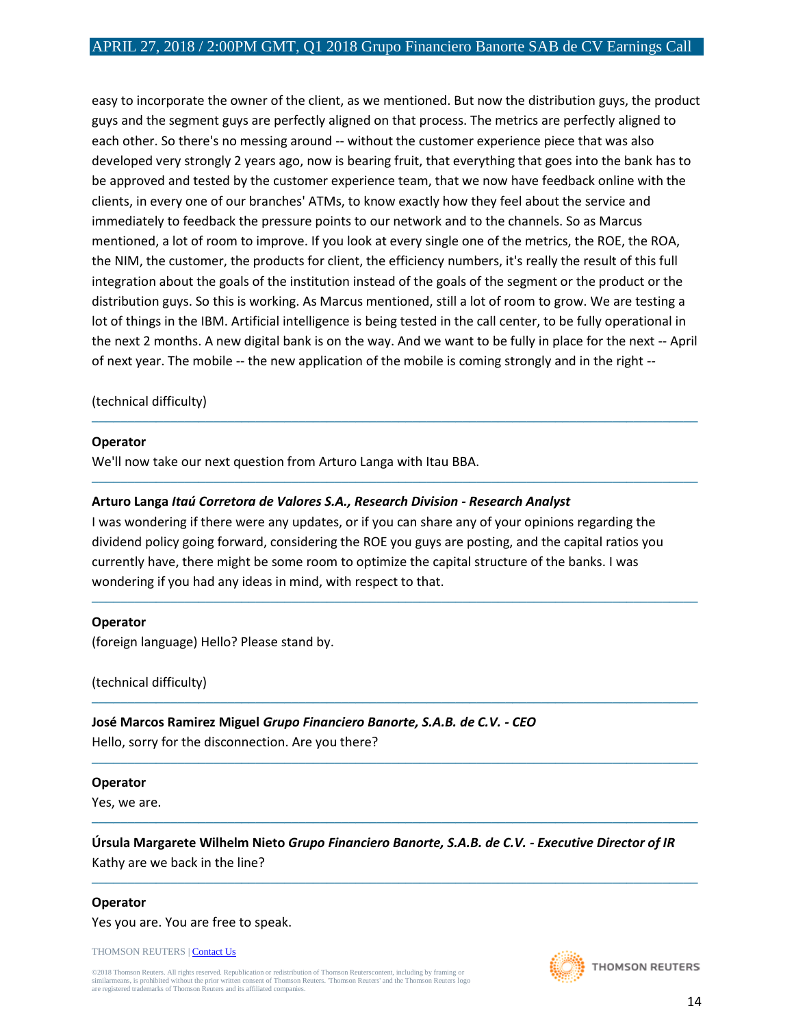easy to incorporate the owner of the client, as we mentioned. But now the distribution guys, the product guys and the segment guys are perfectly aligned on that process. The metrics are perfectly aligned to each other. So there's no messing around -- without the customer experience piece that was also developed very strongly 2 years ago, now is bearing fruit, that everything that goes into the bank has to be approved and tested by the customer experience team, that we now have feedback online with the clients, in every one of our branches' ATMs, to know exactly how they feel about the service and immediately to feedback the pressure points to our network and to the channels. So as Marcus mentioned, a lot of room to improve. If you look at every single one of the metrics, the ROE, the ROA, the NIM, the customer, the products for client, the efficiency numbers, it's really the result of this full integration about the goals of the institution instead of the goals of the segment or the product or the distribution guys. So this is working. As Marcus mentioned, still a lot of room to grow. We are testing a lot of things in the IBM. Artificial intelligence is being tested in the call center, to be fully operational in the next 2 months. A new digital bank is on the way. And we want to be fully in place for the next -- April of next year. The mobile -- the new application of the mobile is coming strongly and in the right --

(technical difficulty)

---

**Operator**

We'll now take our next question from Arturo Langa with Itau BBA.

---

**Arturo Langa** ***Itaú Corretora de Valores S.A., Research Division - Research Analyst***

I was wondering if there were any updates, or if you can share any of your opinions regarding the dividend policy going forward, considering the ROE you guys are posting, and the capital ratios you currently have, there might be some room to optimize the capital structure of the banks. I was wondering if you had any ideas in mind, with respect to that.

---

**Operator**

(foreign language) Hello? Please stand by.

(technical difficulty)

---

**José Marcos Ramirez Miguel** ***Grupo Financiero Banorte, S.A.B. de C.V. - CEO***

Hello, sorry for the disconnection. Are you there?

---

**Operator**

Yes, we are.

---

**Úrsula Margarete Wilhelm Nieto** ***Grupo Financiero Banorte, S.A.B. de C.V. - Executive Director of IR***

Kathy are we back in the line?

---

**Operator**

Yes you are. You are free to speak.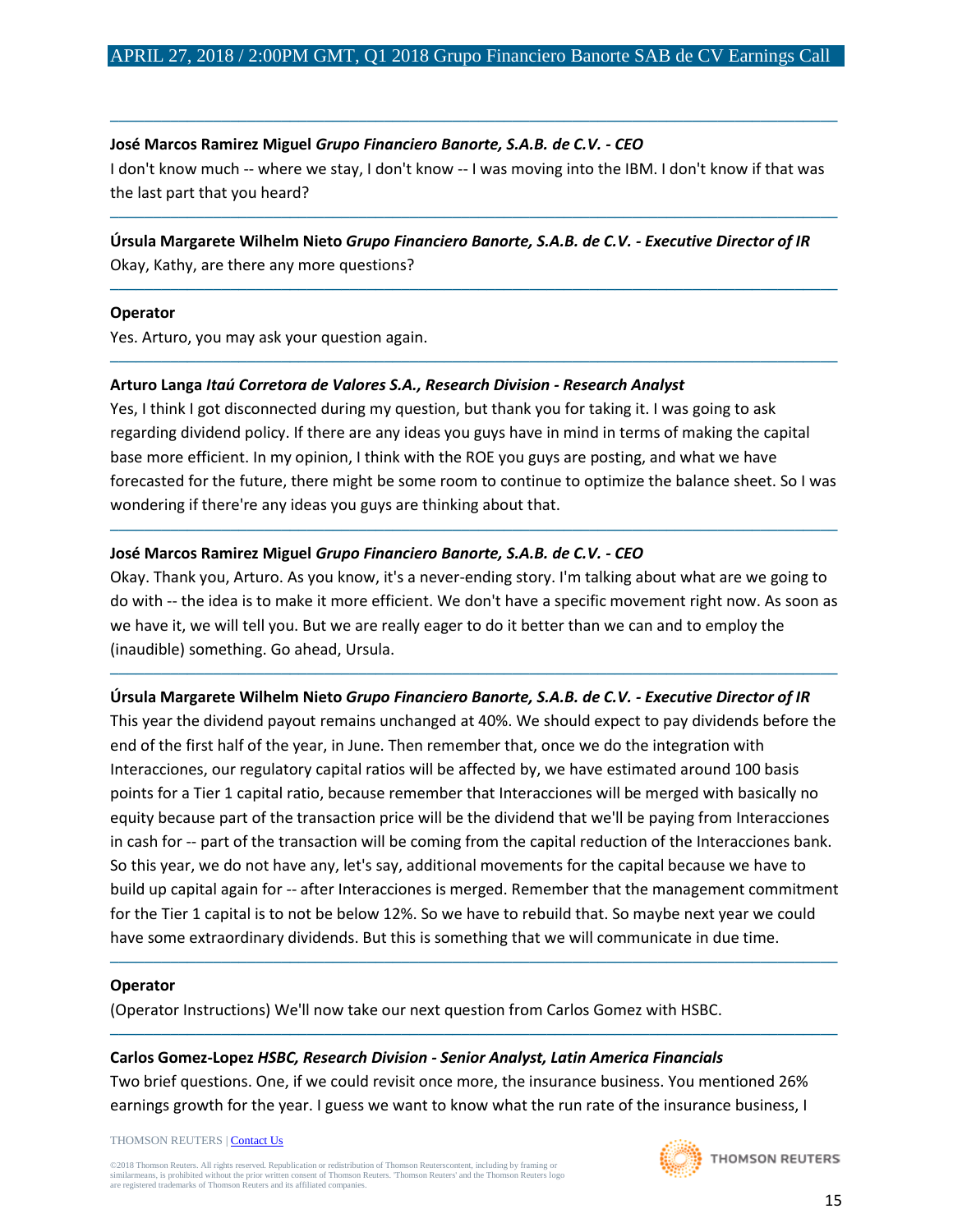---

**José Marcos Ramirez Miguel** *Grupo Financiero Banorte, S.A.B. de C.V. - CEO*

I don't know much -- where we stay, I don't know -- I was moving into the IBM. I don't know if that was the last part that you heard?

---

**Úrsula Margarete Wilhelm Nieto** *Grupo Financiero Banorte, S.A.B. de C.V. - Executive Director of IR*

Okay, Kathy, are there any more questions?

---

**Operator**

Yes. Arturo, you may ask your question again.

---

**Arturo Langa** *Itaú Corretora de Valores S.A., Research Division - Research Analyst*

Yes, I think I got disconnected during my question, but thank you for taking it. I was going to ask regarding dividend policy. If there are any ideas you guys have in mind in terms of making the capital base more efficient. In my opinion, I think with the ROE you guys are posting, and what we have forecasted for the future, there might be some room to continue to optimize the balance sheet. So I was wondering if there're any ideas you guys are thinking about that.

---

**José Marcos Ramirez Miguel** *Grupo Financiero Banorte, S.A.B. de C.V. - CEO*

Okay. Thank you, Arturo. As you know, it's a never-ending story. I'm talking about what are we going to do with -- the idea is to make it more efficient. We don't have a specific movement right now. As soon as we have it, we will tell you. But we are really eager to do it better than we can and to employ the (inaudible) something. Go ahead, Ursula.

---

**Úrsula Margarete Wilhelm Nieto** *Grupo Financiero Banorte, S.A.B. de C.V. - Executive Director of IR*

This year the dividend payout remains unchanged at 40%. We should expect to pay dividends before the end of the first half of the year, in June. Then remember that, once we do the integration with Interacciones, our regulatory capital ratios will be affected by, we have estimated around 100 basis points for a Tier 1 capital ratio, because remember that Interacciones will be merged with basically no equity because part of the transaction price will be the dividend that we'll be paying from Interacciones in cash for -- part of the transaction will be coming from the capital reduction of the Interacciones bank. So this year, we do not have any, let's say, additional movements for the capital because we have to build up capital again for -- after Interacciones is merged. Remember that the management commitment for the Tier 1 capital is to not be below 12%. So we have to rebuild that. So maybe next year we could have some extraordinary dividends. But this is something that we will communicate in due time.

---

**Operator**

(Operator Instructions) We'll now take our next question from Carlos Gomez with HSBC.

---

**Carlos Gomez-Lopez** *HSBC, Research Division - Senior Analyst, Latin America Financials*

Two brief questions. One, if we could revisit once more, the insurance business. You mentioned 26% earnings growth for the year. I guess we want to know what the run rate of the insurance business, I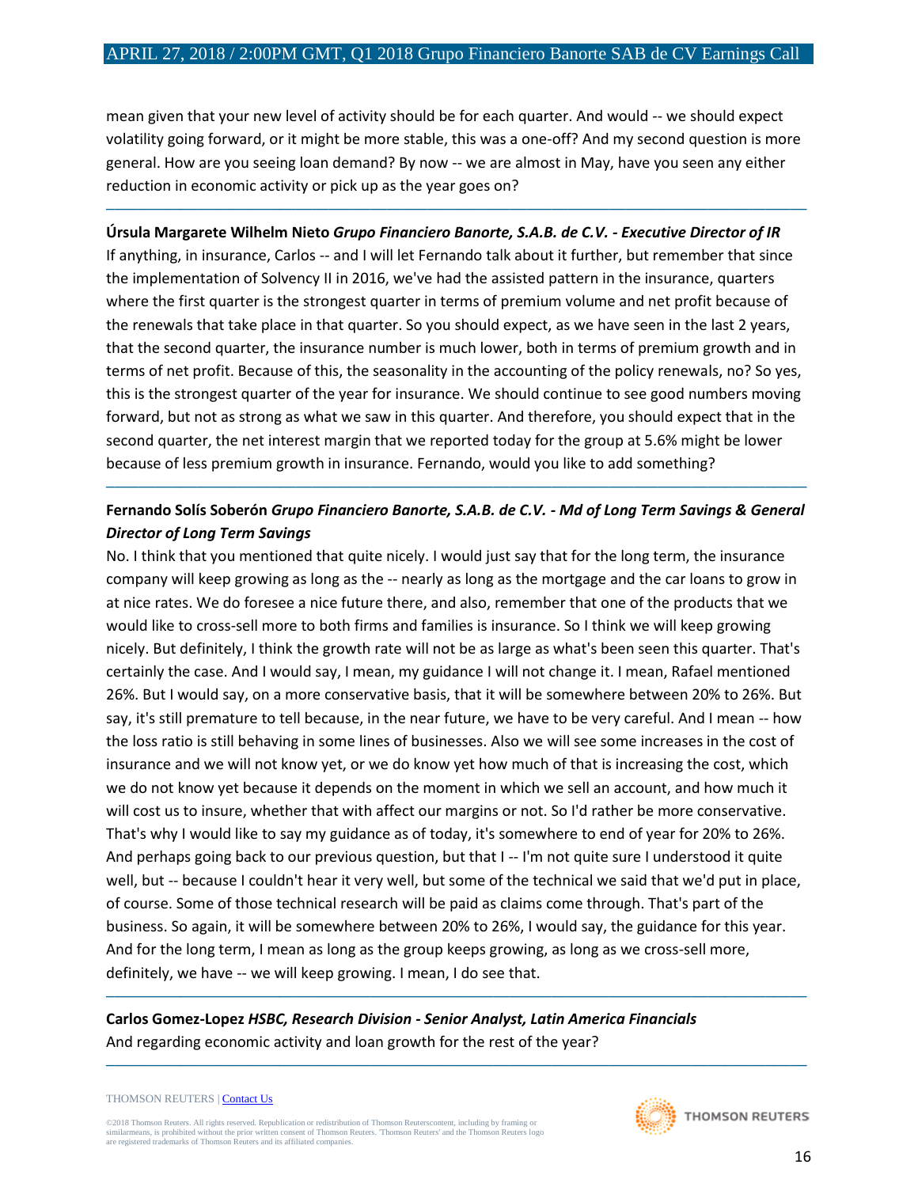mean given that your new level of activity should be for each quarter. And would -- we should expect volatility going forward, or it might be more stable, this was a one-off? And my second question is more general. How are you seeing loan demand? By now -- we are almost in May, have you seen any either reduction in economic activity or pick up as the year goes on?

---

**Úrsula Margarete Wilhelm Nieto** ***Grupo Financiero Banorte, S.A.B. de C.V. - Executive Director of IR***

If anything, in insurance, Carlos -- and I will let Fernando talk about it further, but remember that since the implementation of Solvency II in 2016, we've had the assisted pattern in the insurance, quarters where the first quarter is the strongest quarter in terms of premium volume and net profit because of the renewals that take place in that quarter. So you should expect, as we have seen in the last 2 years, that the second quarter, the insurance number is much lower, both in terms of premium growth and in terms of net profit. Because of this, the seasonality in the accounting of the policy renewals, no? So yes, this is the strongest quarter of the year for insurance. We should continue to see good numbers moving forward, but not as strong as what we saw in this quarter. And therefore, you should expect that in the second quarter, the net interest margin that we reported today for the group at 5.6% might be lower because of less premium growth in insurance. Fernando, would you like to add something?

---

**Fernando Solís Soberón** ***Grupo Financiero Banorte, S.A.B. de C.V. - Md of Long Term Savings & General Director of Long Term Savings***

No. I think that you mentioned that quite nicely. I would just say that for the long term, the insurance company will keep growing as long as the -- nearly as long as the mortgage and the car loans to grow in at nice rates. We do foresee a nice future there, and also, remember that one of the products that we would like to cross-sell more to both firms and families is insurance. So I think we will keep growing nicely. But definitely, I think the growth rate will not be as large as what's been seen this quarter. That's certainly the case. And I would say, I mean, my guidance I will not change it. I mean, Rafael mentioned 26%. But I would say, on a more conservative basis, that it will be somewhere between 20% to 26%. But say, it's still premature to tell because, in the near future, we have to be very careful. And I mean -- how the loss ratio is still behaving in some lines of businesses. Also we will see some increases in the cost of insurance and we will not know yet, or we do know yet how much of that is increasing the cost, which we do not know yet because it depends on the moment in which we sell an account, and how much it will cost us to insure, whether that with affect our margins or not. So I'd rather be more conservative. That's why I would like to say my guidance as of today, it's somewhere to end of year for 20% to 26%. And perhaps going back to our previous question, but that I -- I'm not quite sure I understood it quite well, but -- because I couldn't hear it very well, but some of the technical we said that we'd put in place, of course. Some of those technical research will be paid as claims come through. That's part of the business. So again, it will be somewhere between 20% to 26%, I would say, the guidance for this year. And for the long term, I mean as long as the group keeps growing, as long as we cross-sell more, definitely, we have -- we will keep growing. I mean, I do see that.

---

**Carlos Gomez-Lopez** ***HSBC, Research Division - Senior Analyst, Latin America Financials***

And regarding economic activity and loan growth for the rest of the year?

---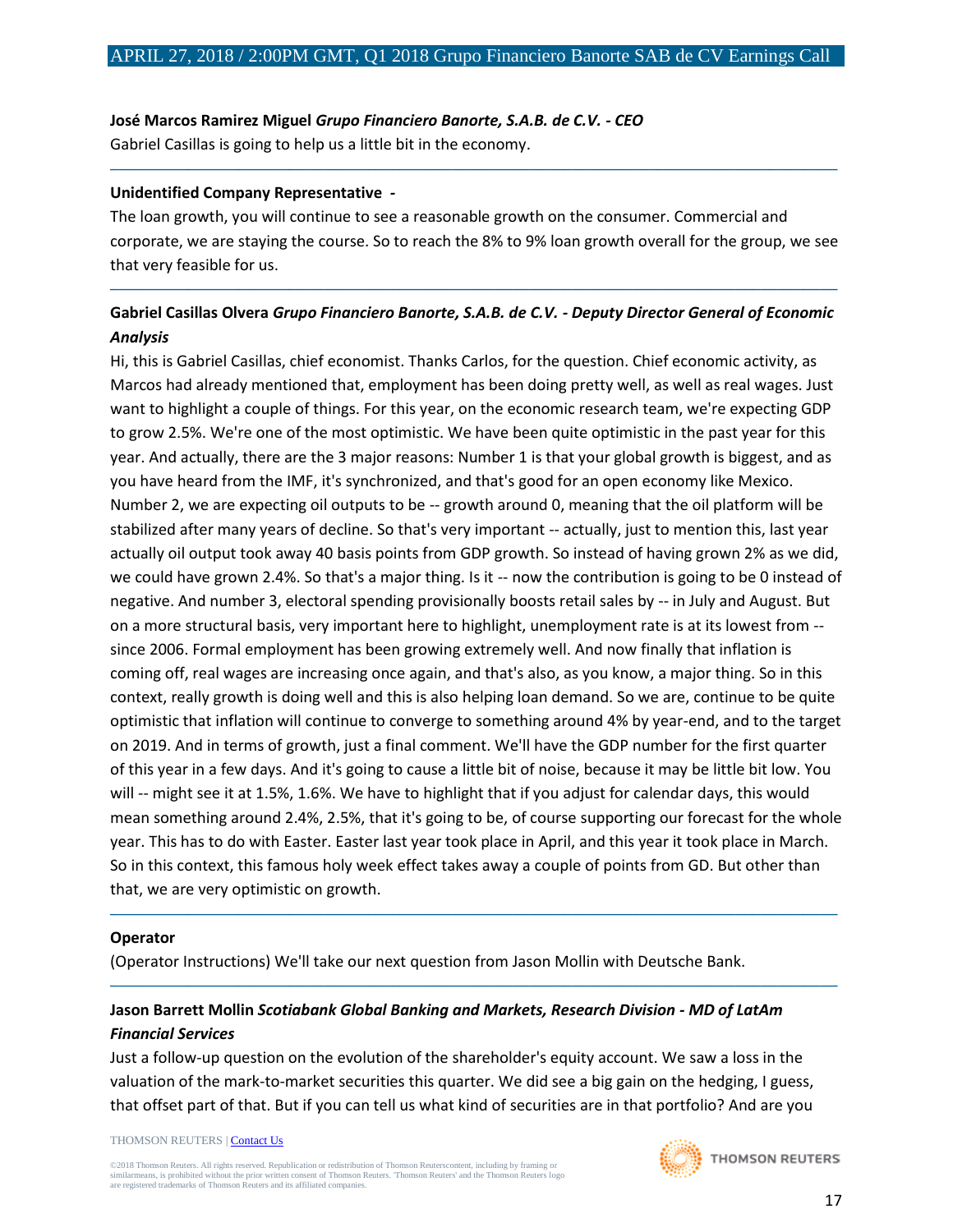**José Marcos Ramirez Miguel** *Grupo Financiero Banorte, S.A.B. de C.V. - CEO*
Gabriel Casillas is going to help us a little bit in the economy.

---

**Unidentified Company Representative -**
The loan growth, you will continue to see a reasonable growth on the consumer. Commercial and corporate, we are staying the course. So to reach the 8% to 9% loan growth overall for the group, we see that very feasible for us.

---

**Gabriel Casillas Olvera** *Grupo Financiero Banorte, S.A.B. de C.V. - Deputy Director General of Economic Analysis*
Hi, this is Gabriel Casillas, chief economist. Thanks Carlos, for the question. Chief economic activity, as Marcos had already mentioned that, employment has been doing pretty well, as well as real wages. Just want to highlight a couple of things. For this year, on the economic research team, we're expecting GDP to grow 2.5%. We're one of the most optimistic. We have been quite optimistic in the past year for this year. And actually, there are the 3 major reasons: Number 1 is that your global growth is biggest, and as you have heard from the IMF, it's synchronized, and that's good for an open economy like Mexico. Number 2, we are expecting oil outputs to be -- growth around 0, meaning that the oil platform will be stabilized after many years of decline. So that's very important -- actually, just to mention this, last year actually oil output took away 40 basis points from GDP growth. So instead of having grown 2% as we did, we could have grown 2.4%. So that's a major thing. Is it -- now the contribution is going to be 0 instead of negative. And number 3, electoral spending provisionally boosts retail sales by -- in July and August. But on a more structural basis, very important here to highlight, unemployment rate is at its lowest from -- since 2006. Formal employment has been growing extremely well. And now finally that inflation is coming off, real wages are increasing once again, and that's also, as you know, a major thing. So in this context, really growth is doing well and this is also helping loan demand. So we are, continue to be quite optimistic that inflation will continue to converge to something around 4% by year-end, and to the target on 2019. And in terms of growth, just a final comment. We'll have the GDP number for the first quarter of this year in a few days. And it's going to cause a little bit of noise, because it may be little bit low. You will -- might see it at 1.5%, 1.6%. We have to highlight that if you adjust for calendar days, this would mean something around 2.4%, 2.5%, that it's going to be, of course supporting our forecast for the whole year. This has to do with Easter. Easter last year took place in April, and this year it took place in March. So in this context, this famous holy week effect takes away a couple of points from GD. But other than that, we are very optimistic on growth.

---

**Operator**
(Operator Instructions) We'll take our next question from Jason Mollin with Deutsche Bank.

---

**Jason Barrett Mollin** *Scotiabank Global Banking and Markets, Research Division - MD of LatAm Financial Services*
Just a follow-up question on the evolution of the shareholder's equity account. We saw a loss in the valuation of the mark-to-market securities this quarter. We did see a big gain on the hedging, I guess, that offset part of that. But if you can tell us what kind of securities are in that portfolio? And are you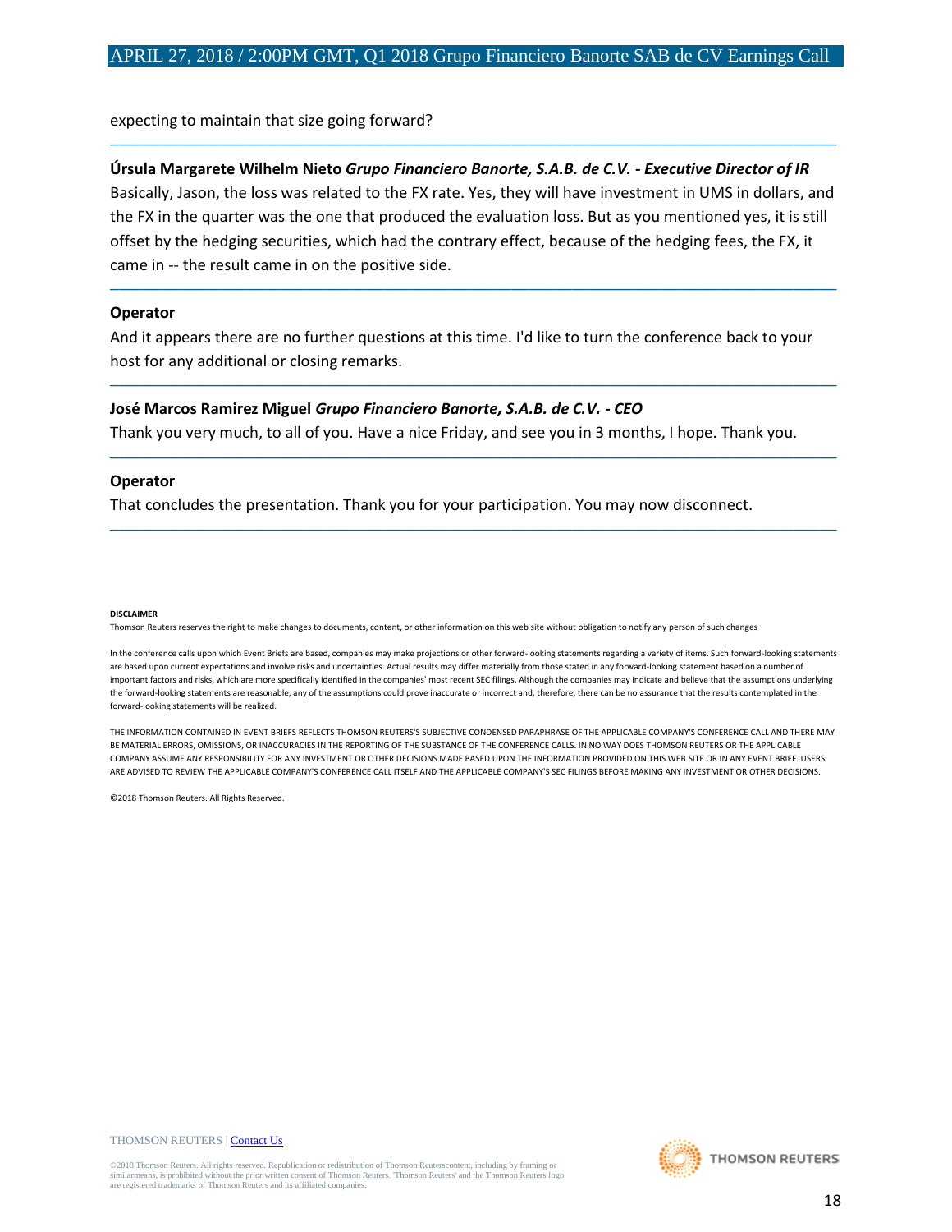expecting to maintain that size going forward?

---

**Úrsula Margarete Wilhelm Nieto** ***Grupo Financiero Banorte, S.A.B. de C.V. - Executive Director of IR***

Basically, Jason, the loss was related to the FX rate. Yes, they will have investment in UMS in dollars, and the FX in the quarter was the one that produced the evaluation loss. But as you mentioned yes, it is still offset by the hedging securities, which had the contrary effect, because of the hedging fees, the FX, it came in -- the result came in on the positive side.

---

**Operator**

And it appears there are no further questions at this time. I'd like to turn the conference back to your host for any additional or closing remarks.

---

**José Marcos Ramirez Miguel** ***Grupo Financiero Banorte, S.A.B. de C.V. - CEO***

Thank you very much, to all of you. Have a nice Friday, and see you in 3 months, I hope. Thank you.

---

**Operator**

That concludes the presentation. Thank you for your participation. You may now disconnect.

---

**DISCLAIMER**

Thomson Reuters reserves the right to make changes to documents, content, or other information on this web site without obligation to notify any person of such changes

In the conference calls upon which Event Briefs are based, companies may make projections or other forward-looking statements regarding a variety of items. Such forward-looking statements are based upon current expectations and involve risks and uncertainties. Actual results may differ materially from those stated in any forward-looking statement based on a number of important factors and risks, which are more specifically identified in the companies' most recent SEC filings. Although the companies may indicate and believe that the assumptions underlying the forward-looking statements are reasonable, any of the assumptions could prove inaccurate or incorrect and, therefore, there can be no assurance that the results contemplated in the forward-looking statements will be realized.

THE INFORMATION CONTAINED IN EVENT BRIEFS REFLECTS THOMSON REUTERS'S SUBJECTIVE CONDENSED PARAPHRASE OF THE APPLICABLE COMPANY'S CONFERENCE CALL AND THERE MAY BE MATERIAL ERRORS, OMISSIONS, OR INACCURACIES IN THE REPORTING OF THE SUBSTANCE OF THE CONFERENCE CALLS. IN NO WAY DOES THOMSON REUTERS OR THE APPLICABLE COMPANY ASSUME ANY RESPONSIBILITY FOR ANY INVESTMENT OR OTHER DECISIONS MADE BASED UPON THE INFORMATION PROVIDED ON THIS WEB SITE OR IN ANY EVENT BRIEF. USERS ARE ADVISED TO REVIEW THE APPLICABLE COMPANY'S CONFERENCE CALL ITSELF AND THE APPLICABLE COMPANY'S SEC FILINGS BEFORE MAKING ANY INVESTMENT OR OTHER DECISIONS.

©2018 Thomson Reuters. All Rights Reserved.